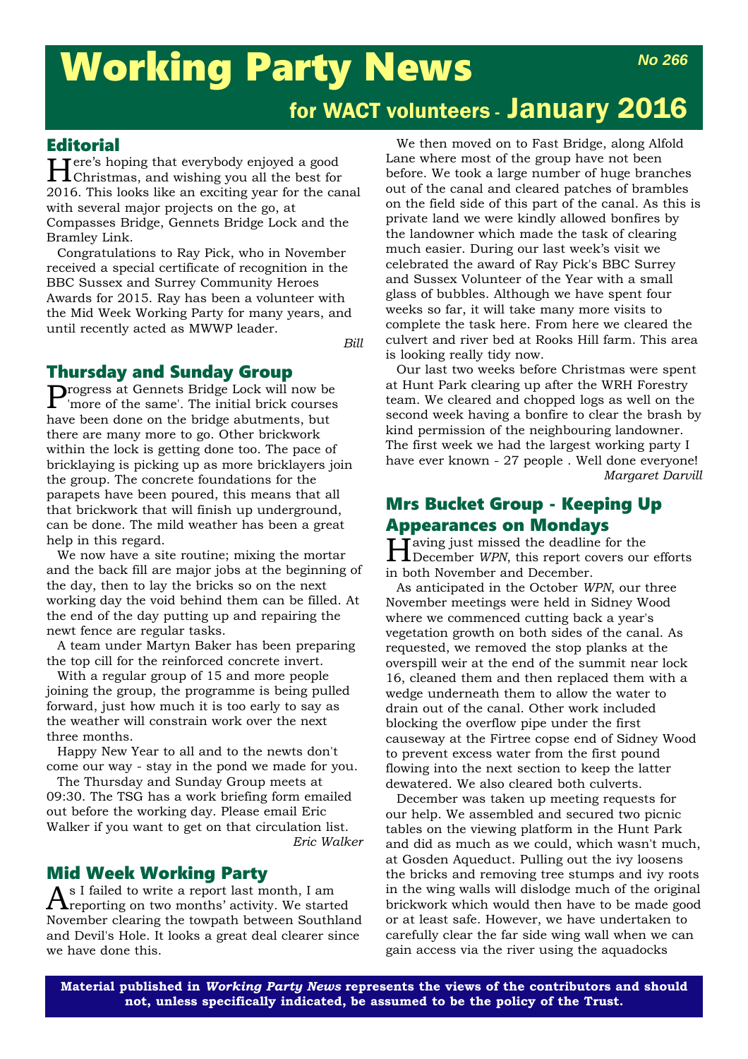# Working Party News

*No 266*

## for WACT volunteers - January 2016

## Editorial

Here's hoping that everybody enjoyed a good Christmas, and wishing you all the best for 2016. This looks like an exciting year for the canal with several major projects on the go, at Compasses Bridge, Gennets Bridge Lock and the Bramley Link.

Congratulations to Ray Pick, who in November received a special certificate of recognition in the BBC Sussex and Surrey Community Heroes Awards for 2015. Ray has been a volunteer with the Mid Week Working Party for many years, and until recently acted as MWWP leader.

*Bill*

## Thursday and Sunday Group

Progress at Gennets Bridge Lock will now be 'more of the same'. The initial brick courses have been done on the bridge abutments, but there are many more to go. Other brickwork within the lock is getting done too. The pace of bricklaying is picking up as more bricklayers join the group. The concrete foundations for the parapets have been poured, this means that all that brickwork that will finish up underground, can be done. The mild weather has been a great help in this regard.

We now have a site routine; mixing the mortar and the back fill are major jobs at the beginning of the day, then to lay the bricks so on the next working day the void behind them can be filled. At the end of the day putting up and repairing the newt fence are regular tasks.

A team under Martyn Baker has been preparing the top cill for the reinforced concrete invert.

With a regular group of 15 and more people joining the group, the programme is being pulled forward, just how much it is too early to say as the weather will constrain work over the next three months.

Happy New Year to all and to the newts don't come our way - stay in the pond we made for you.

The Thursday and Sunday Group meets at 09:30. The TSG has a work briefing form emailed out before the working day. Please email Eric Walker if you want to get on that circulation list.

*Eric Walker*

## Mid Week Working Party

As I failed to write a report last month, I am reporting on two months' activity. We started November clearing the towpath between Southland and Devil's Hole. It looks a great deal clearer since we have done this.

We then moved on to Fast Bridge, along Alfold Lane where most of the group have not been before. We took a large number of huge branches out of the canal and cleared patches of brambles on the field side of this part of the canal. As this is private land we were kindly allowed bonfires by the landowner which made the task of clearing much easier. During our last week's visit we celebrated the award of Ray Pick's BBC Surrey and Sussex Volunteer of the Year with a small glass of bubbles. Although we have spent four weeks so far, it will take many more visits to complete the task here. From here we cleared the culvert and river bed at Rooks Hill farm. This area is looking really tidy now.

Our last two weeks before Christmas were spent at Hunt Park clearing up after the WRH Forestry team. We cleared and chopped logs as well on the second week having a bonfire to clear the brash by kind permission of the neighbouring landowner. The first week we had the largest working party I have ever known - 27 people . Well done everyone!

*Margaret Darvill*

## Mrs Bucket Group - Keeping Up Appearances on Mondays

Having just missed the deadline for the December *WPN*, this report covers our efforts in both November and December.

As anticipated in the October *WPN*, our three November meetings were held in Sidney Wood where we commenced cutting back a year's vegetation growth on both sides of the canal. As requested, we removed the stop planks at the overspill weir at the end of the summit near lock 16, cleaned them and then replaced them with a wedge underneath them to allow the water to drain out of the canal. Other work included blocking the overflow pipe under the first causeway at the Firtree copse end of Sidney Wood to prevent excess water from the first pound flowing into the next section to keep the latter dewatered. We also cleared both culverts.

December was taken up meeting requests for our help. We assembled and secured two picnic tables on the viewing platform in the Hunt Park and did as much as we could, which wasn't much, at Gosden Aqueduct. Pulling out the ivy loosens the bricks and removing tree stumps and ivy roots in the wing walls will dislodge much of the original brickwork which would then have to be made good or at least safe. However, we have undertaken to carefully clear the far side wing wall when we can gain access via the river using the aquadocks

**Material published in *Working Party News* represents the views of the contributors and should not, unless specifically indicated, be assumed to be the policy of the Trust.**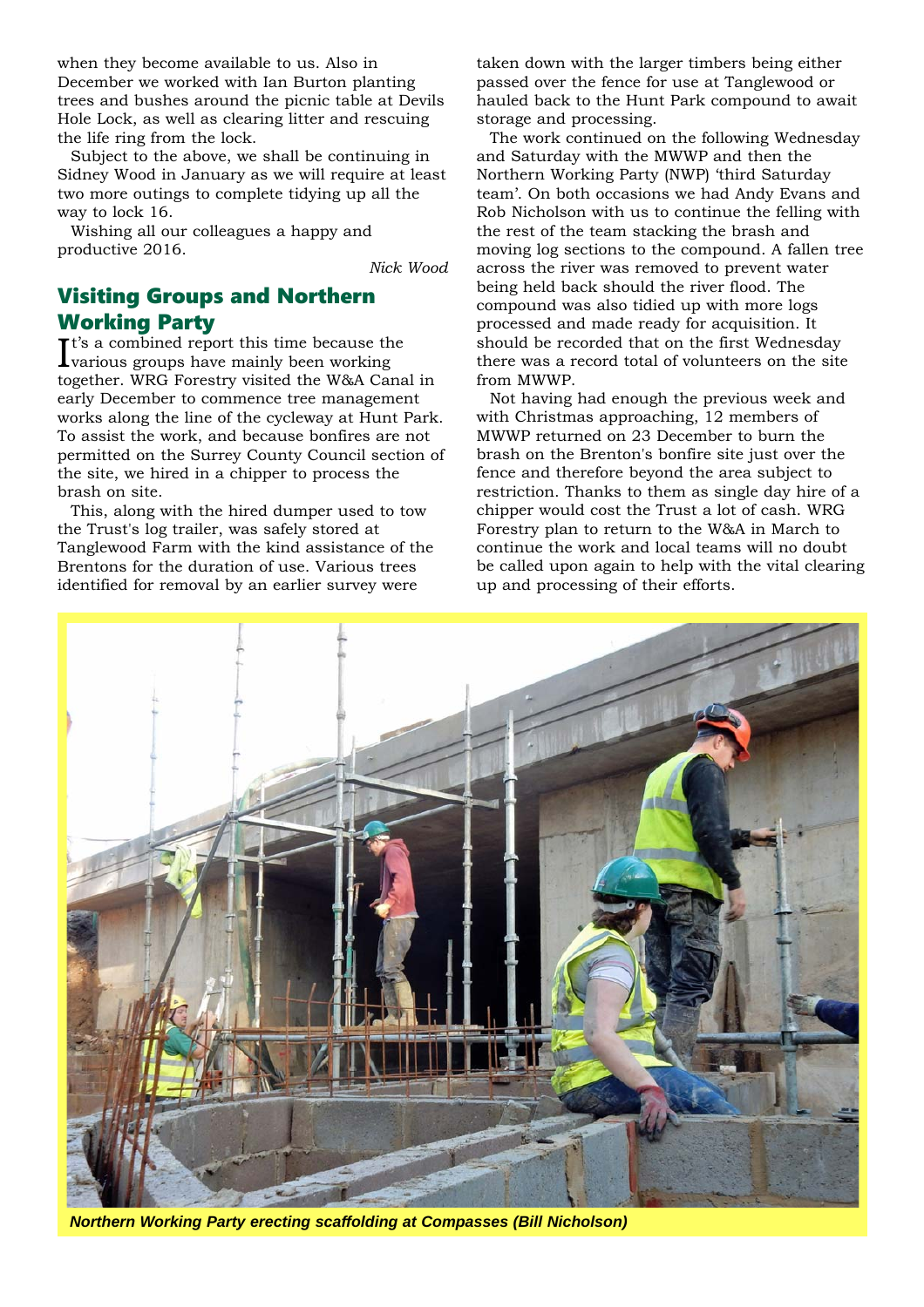when they become available to us. Also in December we worked with Ian Burton planting trees and bushes around the picnic table at Devils Hole Lock, as well as clearing litter and rescuing the life ring from the lock.

Subject to the above, we shall be continuing in Sidney Wood in January as we will require at least two more outings to complete tidying up all the way to lock 16.

Wishing all our colleagues a happy and productive 2016.

*Nick Wood*

## Visiting Groups and Northern Working Party

It's a combined report this time because the various groups have mainly been working together. WRG Forestry visited the W&A Canal in early December to commence tree management works along the line of the cycleway at Hunt Park. To assist the work, and because bonfires are not permitted on the Surrey County Council section of the site, we hired in a chipper to process the brash on site.

This, along with the hired dumper used to tow the Trust's log trailer, was safely stored at Tanglewood Farm with the kind assistance of the Brentons for the duration of use. Various trees identified for removal by an earlier survey were taken down with the larger timbers being either passed over the fence for use at Tanglewood or hauled back to the Hunt Park compound to await storage and processing.

The work continued on the following Wednesday and Saturday with the MWWP and then the Northern Working Party (NWP) 'third Saturday team'. On both occasions we had Andy Evans and Rob Nicholson with us to continue the felling with the rest of the team stacking the brash and moving log sections to the compound. A fallen tree across the river was removed to prevent water being held back should the river flood. The compound was also tidied up with more logs processed and made ready for acquisition. It should be recorded that on the first Wednesday there was a record total of volunteers on the site from MWWP.

Not having had enough the previous week and with Christmas approaching, 12 members of MWWP returned on 23 December to burn the brash on the Brenton's bonfire site just over the fence and therefore beyond the area subject to restriction. Thanks to them as single day hire of a chipper would cost the Trust a lot of cash. WRG Forestry plan to return to the W&A in March to continue the work and local teams will no doubt be called upon again to help with the vital clearing up and processing of their efforts.

***Northern Working Party erecting scaffolding at Compasses (Bill Nicholson)***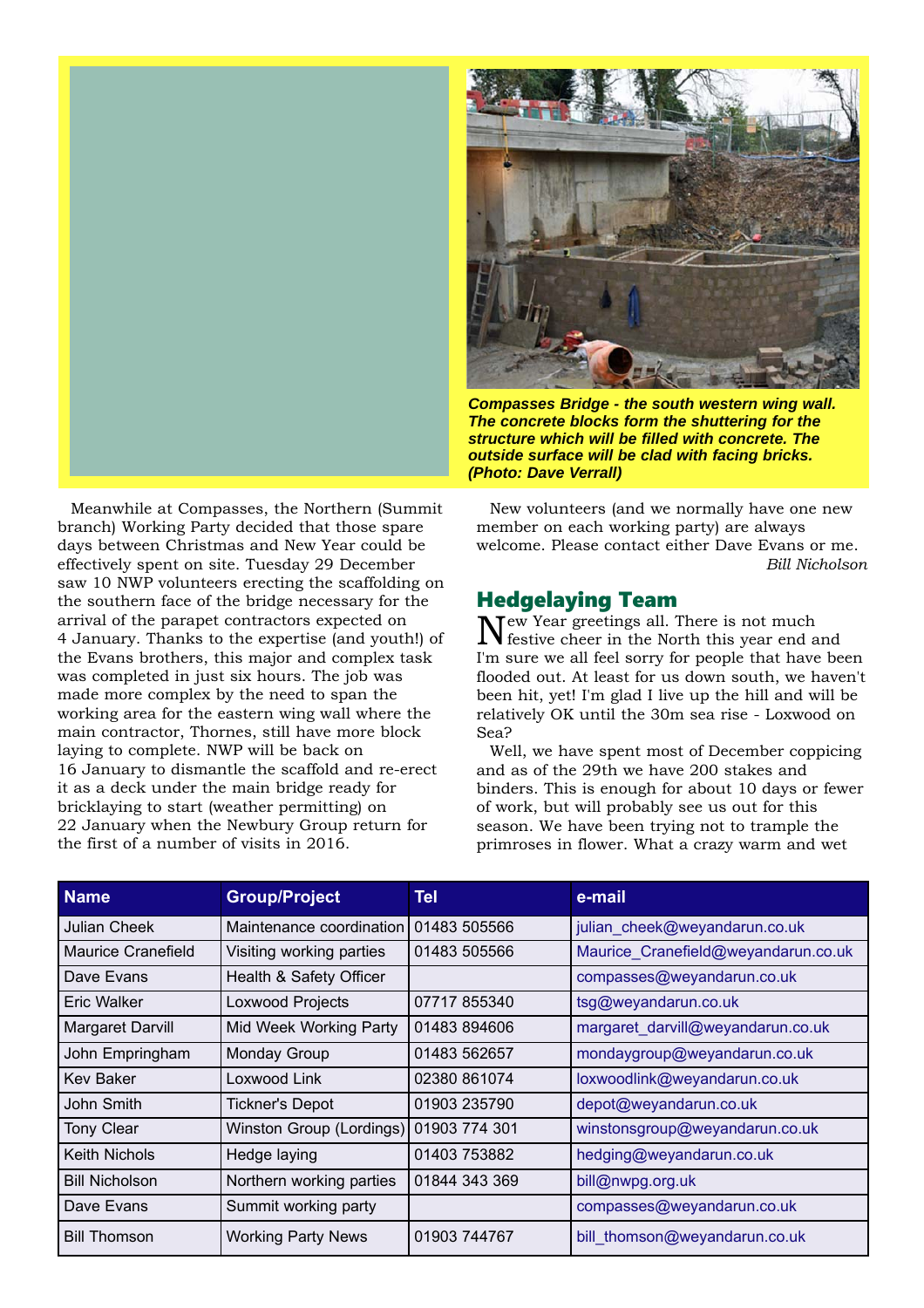***Compasses Bridge - the south western wing wall. The concrete blocks form the shuttering for the structure which will be filled with concrete. The outside surface will be clad with facing bricks. (Photo: Dave Verrall)***

Meanwhile at Compasses, the Northern (Summit branch) Working Party decided that those spare days between Christmas and New Year could be effectively spent on site. Tuesday 29 December saw 10 NWP volunteers erecting the scaffolding on the southern face of the bridge necessary for the arrival of the parapet contractors expected on 4 January. Thanks to the expertise (and youth!) of the Evans brothers, this major and complex task was completed in just six hours. The job was made more complex by the need to span the working area for the eastern wing wall where the main contractor, Thornes, still have more block laying to complete. NWP will be back on 16 January to dismantle the scaffold and re-erect it as a deck under the main bridge ready for bricklaying to start (weather permitting) on 22 January when the Newbury Group return for the first of a number of visits in 2016.

New volunteers (and we normally have one new member on each working party) are always welcome. Please contact either Dave Evans or me.

*Bill Nicholson*

## Hedgelaying Team

New Year greetings all. There is not much festive cheer in the North this year end and I'm sure we all feel sorry for people that have been flooded out. At least for us down south, we haven't been hit, yet! I'm glad I live up the hill and will be relatively OK until the 30m sea rise - Loxwood on Sea?

Well, we have spent most of December coppicing and as of the 29th we have 200 stakes and binders. This is enough for about 10 days or fewer of work, but will probably see us out for this season. We have been trying not to trample the primroses in flower. What a crazy warm and wet

| Name | Group/Project | Tel | e-mail |
|---|---|---|---|
| Julian Cheek | Maintenance coordination | 01483 505566 | julian_cheek@weyandarun.co.uk |
| Maurice Cranefield | Visiting working parties | 01483 505566 | Maurice_Cranefield@weyandarun.co.uk |
| Dave Evans | Health & Safety Officer | | compasses@weyandarun.co.uk |
| Eric Walker | Loxwood Projects | 07717 855340 | tsg@weyandarun.co.uk |
| Margaret Darvill | Mid Week Working Party | 01483 894606 | margaret_darvill@weyandarun.co.uk |
| John Empringham | Monday Group | 01483 562657 | mondaygroup@weyandarun.co.uk |
| Kev Baker | Loxwood Link | 02380 861074 | loxwoodlink@weyandarun.co.uk |
| John Smith | Tickner's Depot | 01903 235790 | depot@weyandarun.co.uk |
| Tony Clear | Winston Group (Lordings) | 01903 774 301 | winstonsgroup@weyandarun.co.uk |
| Keith Nichols | Hedge laying | 01403 753882 | hedging@weyandarun.co.uk |
| Bill Nicholson | Northern working parties | 01844 343 369 | bill@nwpg.org.uk |
| Dave Evans | Summit working party | | compasses@weyandarun.co.uk |
| Bill Thomson | Working Party News | 01903 744767 | bill_thomson@weyandarun.co.uk |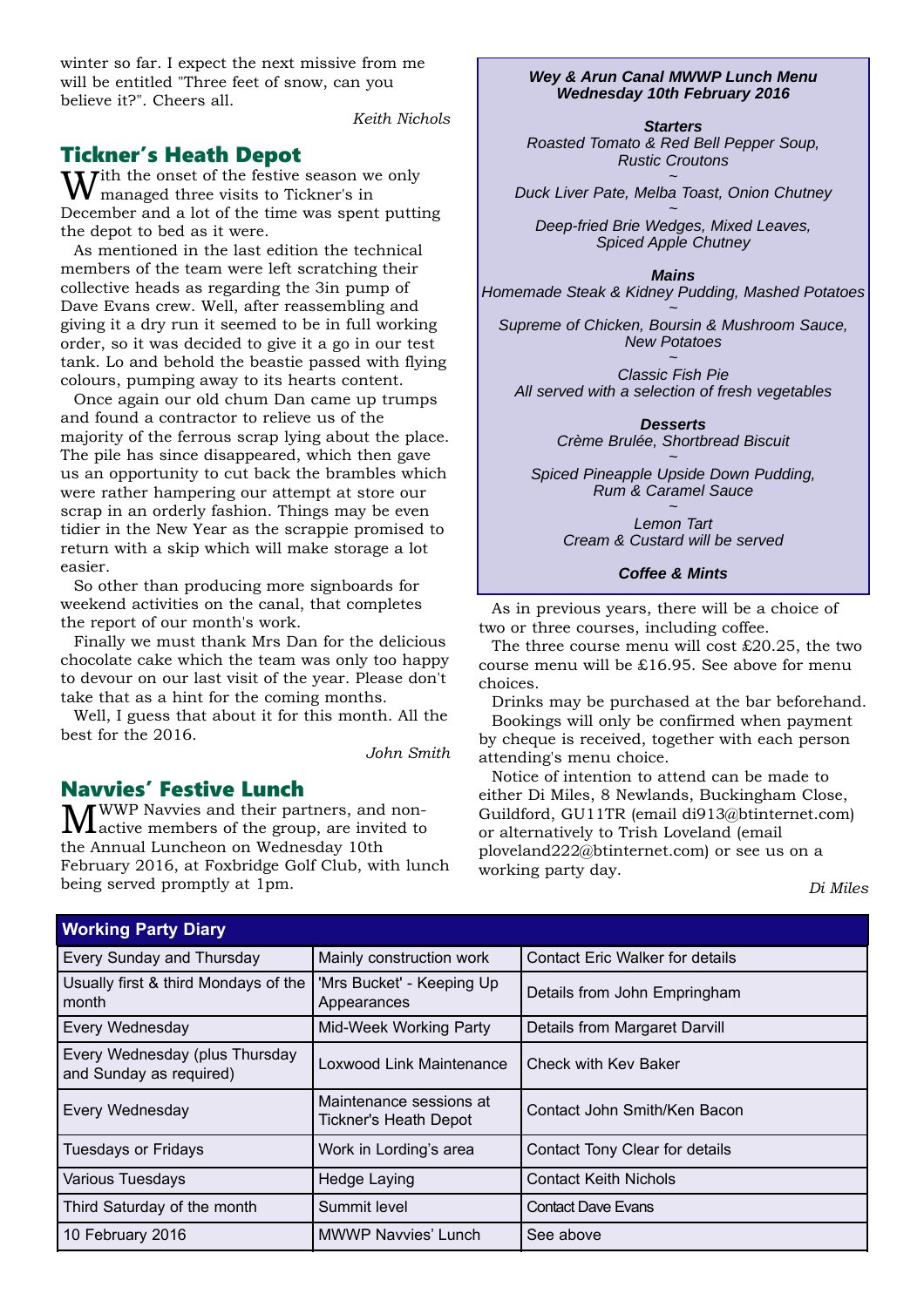winter so far. I expect the next missive from me will be entitled "Three feet of snow, can you believe it?". Cheers all.

*Keith Nichols*

## Tickner's Heath Depot

With the onset of the festive season we only managed three visits to Tickner's in December and a lot of the time was spent putting the depot to bed as it were.

As mentioned in the last edition the technical members of the team were left scratching their collective heads as regarding the 3in pump of Dave Evans crew. Well, after reassembling and giving it a dry run it seemed to be in full working order, so it was decided to give it a go in our test tank. Lo and behold the beastie passed with flying colours, pumping away to its hearts content.

Once again our old chum Dan came up trumps and found a contractor to relieve us of the majority of the ferrous scrap lying about the place. The pile has since disappeared, which then gave us an opportunity to cut back the brambles which were rather hampering our attempt at store our scrap in an orderly fashion. Things may be even tidier in the New Year as the scrappie promised to return with a skip which will make storage a lot easier.

So other than producing more signboards for weekend activities on the canal, that completes the report of our month's work.

Finally we must thank Mrs Dan for the delicious chocolate cake which the team was only too happy to devour on our last visit of the year. Please don't take that as a hint for the coming months.

Well, I guess that about it for this month. All the best for the 2016.

*John Smith*

## Navvies' Festive Lunch

MWWP Navvies and their partners, and non-active members of the group, are invited to the Annual Luncheon on Wednesday 10th February 2016, at Foxbridge Golf Club, with lunch being served promptly at 1pm.

***Wey & Arun Canal MWWP Lunch Menu***
***Wednesday 10th February 2016***

***Starters***

*Roasted Tomato & Red Bell Pepper Soup, Rustic Croutons*

~

*Duck Liver Pate, Melba Toast, Onion Chutney*

~

*Deep-fried Brie Wedges, Mixed Leaves, Spiced Apple Chutney*

***Mains***

*Homemade Steak & Kidney Pudding, Mashed Potatoes*

~

*Supreme of Chicken, Boursin & Mushroom Sauce, New Potatoes*

~

*Classic Fish Pie*

*All served with a selection of fresh vegetables*

***Desserts***

*Crème Brulée, Shortbread Biscuit*

~

*Spiced Pineapple Upside Down Pudding, Rum & Caramel Sauce*

~

*Lemon Tart*

*Cream & Custard will be served*

***Coffee & Mints***

As in previous years, there will be a choice of two or three courses, including coffee.

The three course menu will cost £20.25, the two course menu will be £16.95. See above for menu choices.

Drinks may be purchased at the bar beforehand.

Bookings will only be confirmed when payment by cheque is received, together with each person attending's menu choice.

Notice of intention to attend can be made to either Di Miles, 8 Newlands, Buckingham Close, Guildford, GU11TR (email di913@btinternet.com) or alternatively to Trish Loveland (email ploveland222@btinternet.com) or see us on a working party day.

*Di Miles*

| Working Party Diary | | |
|---|---|---|
| Every Sunday and Thursday | Mainly construction work | Contact Eric Walker for details |
| Usually first & third Mondays of the month | 'Mrs Bucket' - Keeping Up Appearances | Details from John Empringham |
| Every Wednesday | Mid-Week Working Party | Details from Margaret Darvill |
| Every Wednesday (plus Thursday and Sunday as required) | Loxwood Link Maintenance | Check with Kev Baker |
| Every Wednesday | Maintenance sessions at Tickner's Heath Depot | Contact John Smith/Ken Bacon |
| Tuesdays or Fridays | Work in Lording's area | Contact Tony Clear for details |
| Various Tuesdays | Hedge Laying | Contact Keith Nichols |
| Third Saturday of the month | Summit level | Contact Dave Evans |
| 10 February 2016 | MWWP Navvies' Lunch | See above |